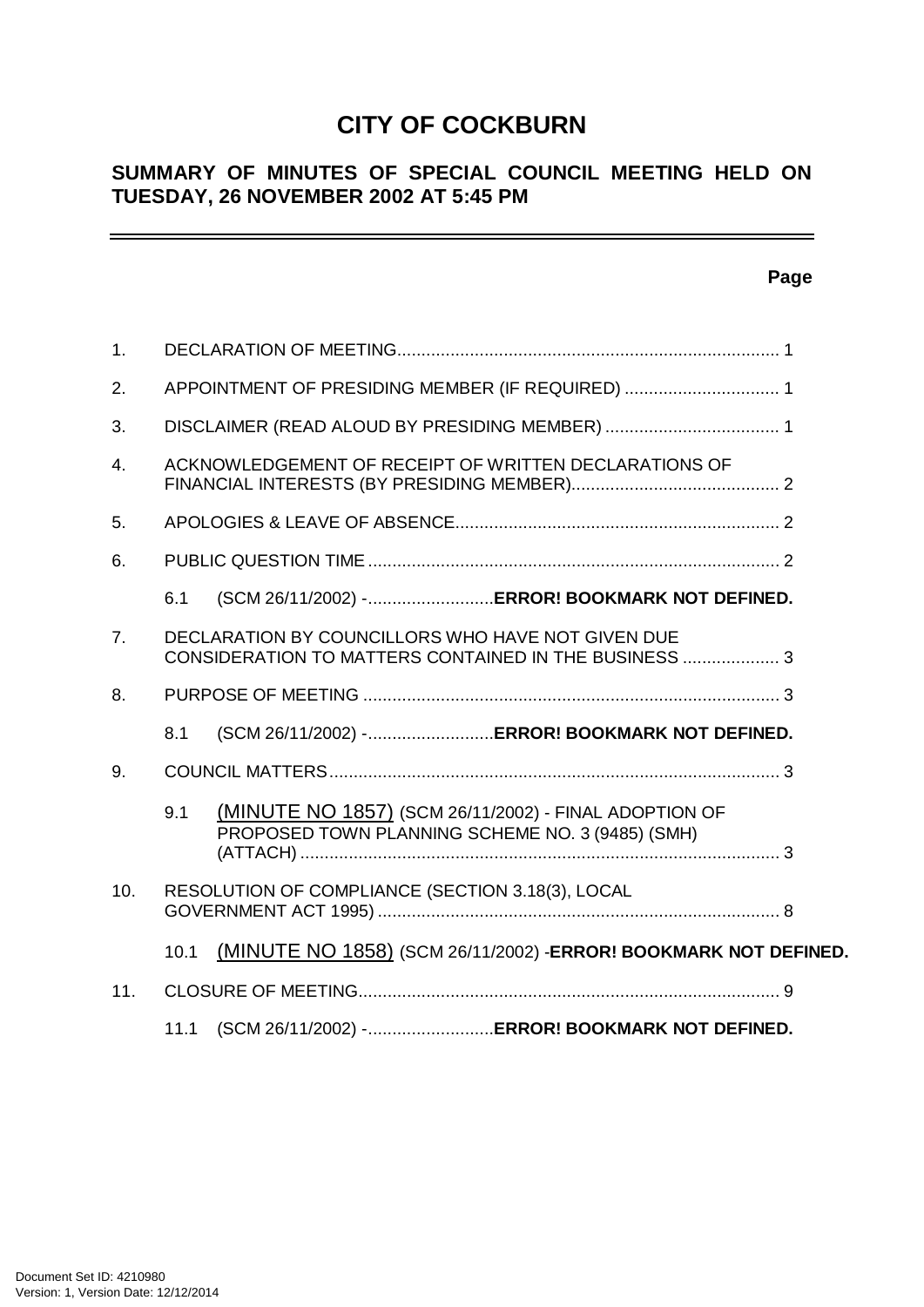# CITY OF COCKBURN

## SUMMARY OF MINUTES OF SPECIAL COUNCIL MEETING HELD ON TUESDAY, 26 NOVEMBER 2002 AT 5:45 PM

**Page**

1. DECLARATION OF MEETING.............................................................................. 1
2. APPOINTMENT OF PRESIDING MEMBER (IF REQUIRED) ................................ 1
3. DISCLAIMER (READ ALOUD BY PRESIDING MEMBER) .................................... 1
4. ACKNOWLEDGEMENT OF RECEIPT OF WRITTEN DECLARATIONS OF FINANCIAL INTERESTS (BY PRESIDING MEMBER)........................................... 2
5. APOLOGIES & LEAVE OF ABSENCE.................................................................. 2
6. PUBLIC QUESTION TIME .................................................................................... 2
   - 6.1 (SCM 26/11/2002) -..........................**ERROR! BOOKMARK NOT DEFINED.**
7. DECLARATION BY COUNCILLORS WHO HAVE NOT GIVEN DUE CONSIDERATION TO MATTERS CONTAINED IN THE BUSINESS .................... 3
8. PURPOSE OF MEETING ...................................................................................... 3
   - 8.1 (SCM 26/11/2002) -..........................**ERROR! BOOKMARK NOT DEFINED.**
9. COUNCIL MATTERS............................................................................................. 3
   - 9.1 (MINUTE NO 1857) (SCM 26/11/2002) - FINAL ADOPTION OF PROPOSED TOWN PLANNING SCHEME NO. 3 (9485) (SMH) (ATTACH) ................................................................................................... 3
10. RESOLUTION OF COMPLIANCE (SECTION 3.18(3), LOCAL GOVERNMENT ACT 1995) ................................................................................... 8
    - 10.1 (MINUTE NO 1858) (SCM 26/11/2002) -**ERROR! BOOKMARK NOT DEFINED.**
11. CLOSURE OF MEETING....................................................................................... 9
    - 11.1 (SCM 26/11/2002) -..........................**ERROR! BOOKMARK NOT DEFINED.**

Document Set ID: 4210980
Version: 1, Version Date: 12/12/2014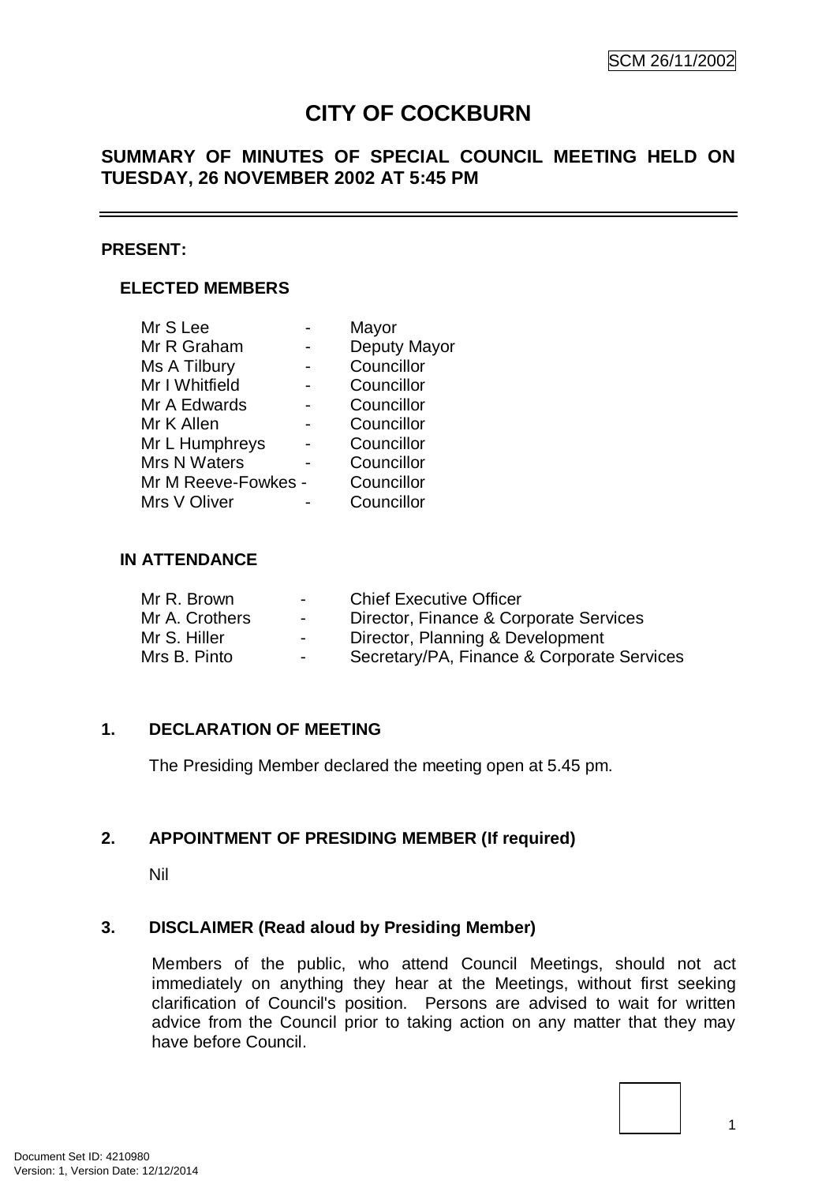SCM 26/11/2002

# CITY OF COCKBURN

## SUMMARY OF MINUTES OF SPECIAL COUNCIL MEETING HELD ON TUESDAY, 26 NOVEMBER 2002 AT 5:45 PM

---

**PRESENT:**

**ELECTED MEMBERS**

| | | |
|---|---|---|
| Mr S Lee | - | Mayor |
| Mr R Graham | - | Deputy Mayor |
| Ms A Tilbury | - | Councillor |
| Mr I Whitfield | - | Councillor |
| Mr A Edwards | - | Councillor |
| Mr K Allen | - | Councillor |
| Mr L Humphreys | - | Councillor |
| Mrs N Waters | - | Councillor |
| Mr M Reeve-Fowkes | - | Councillor |
| Mrs V Oliver | - | Councillor |

**IN ATTENDANCE**

| | | |
|---|---|---|
| Mr R. Brown | - | Chief Executive Officer |
| Mr A. Crothers | - | Director, Finance & Corporate Services |
| Mr S. Hiller | - | Director, Planning & Development |
| Mrs B. Pinto | - | Secretary/PA, Finance & Corporate Services |

**1. DECLARATION OF MEETING**

The Presiding Member declared the meeting open at 5.45 pm.

**2. APPOINTMENT OF PRESIDING MEMBER (If required)**

Nil

**3. DISCLAIMER (Read aloud by Presiding Member)**

Members of the public, who attend Council Meetings, should not act immediately on anything they hear at the Meetings, without first seeking clarification of Council's position. Persons are advised to wait for written advice from the Council prior to taking action on any matter that they may have before Council.

Document Set ID: 4210980
Version: 1, Version Date: 12/12/2014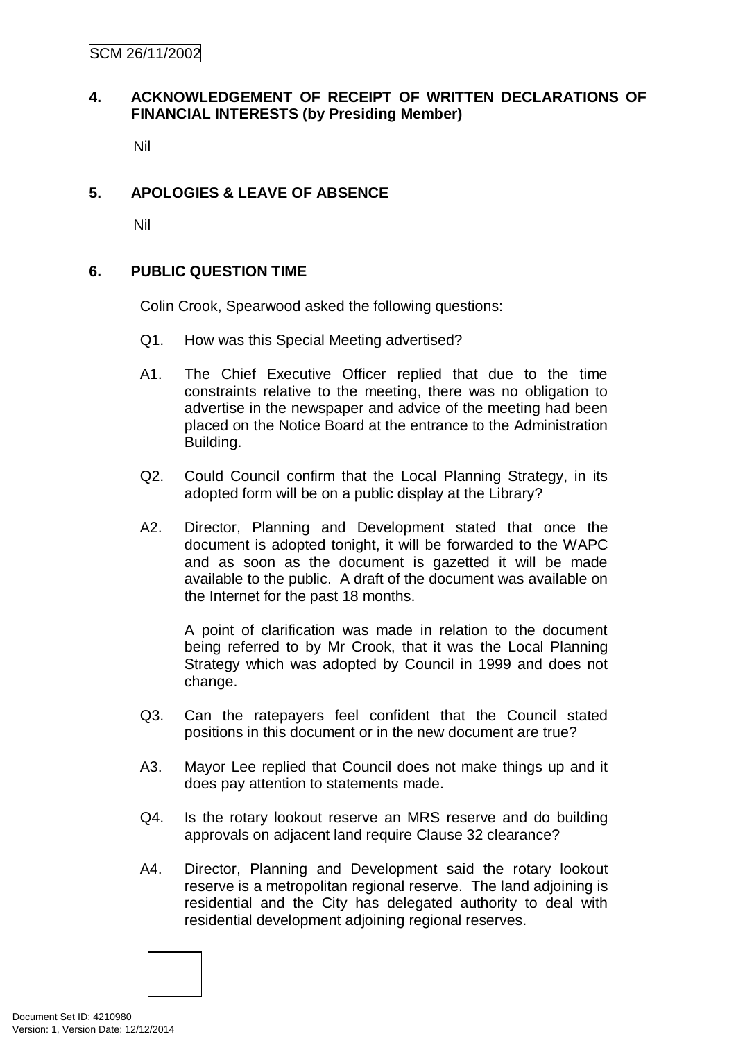## 4. ACKNOWLEDGEMENT OF RECEIPT OF WRITTEN DECLARATIONS OF FINANCIAL INTERESTS (by Presiding Member)

Nil

## 5. APOLOGIES & LEAVE OF ABSENCE

Nil

## 6. PUBLIC QUESTION TIME

Colin Crook, Spearwood asked the following questions:

Q1. How was this Special Meeting advertised?

A1. The Chief Executive Officer replied that due to the time constraints relative to the meeting, there was no obligation to advertise in the newspaper and advice of the meeting had been placed on the Notice Board at the entrance to the Administration Building.

Q2. Could Council confirm that the Local Planning Strategy, in its adopted form will be on a public display at the Library?

A2. Director, Planning and Development stated that once the document is adopted tonight, it will be forwarded to the WAPC and as soon as the document is gazetted it will be made available to the public. A draft of the document was available on the Internet for the past 18 months.

A point of clarification was made in relation to the document being referred to by Mr Crook, that it was the Local Planning Strategy which was adopted by Council in 1999 and does not change.

Q3. Can the ratepayers feel confident that the Council stated positions in this document or in the new document are true?

A3. Mayor Lee replied that Council does not make things up and it does pay attention to statements made.

Q4. Is the rotary lookout reserve an MRS reserve and do building approvals on adjacent land require Clause 32 clearance?

A4. Director, Planning and Development said the rotary lookout reserve is a metropolitan regional reserve. The land adjoining is residential and the City has delegated authority to deal with residential development adjoining regional reserves.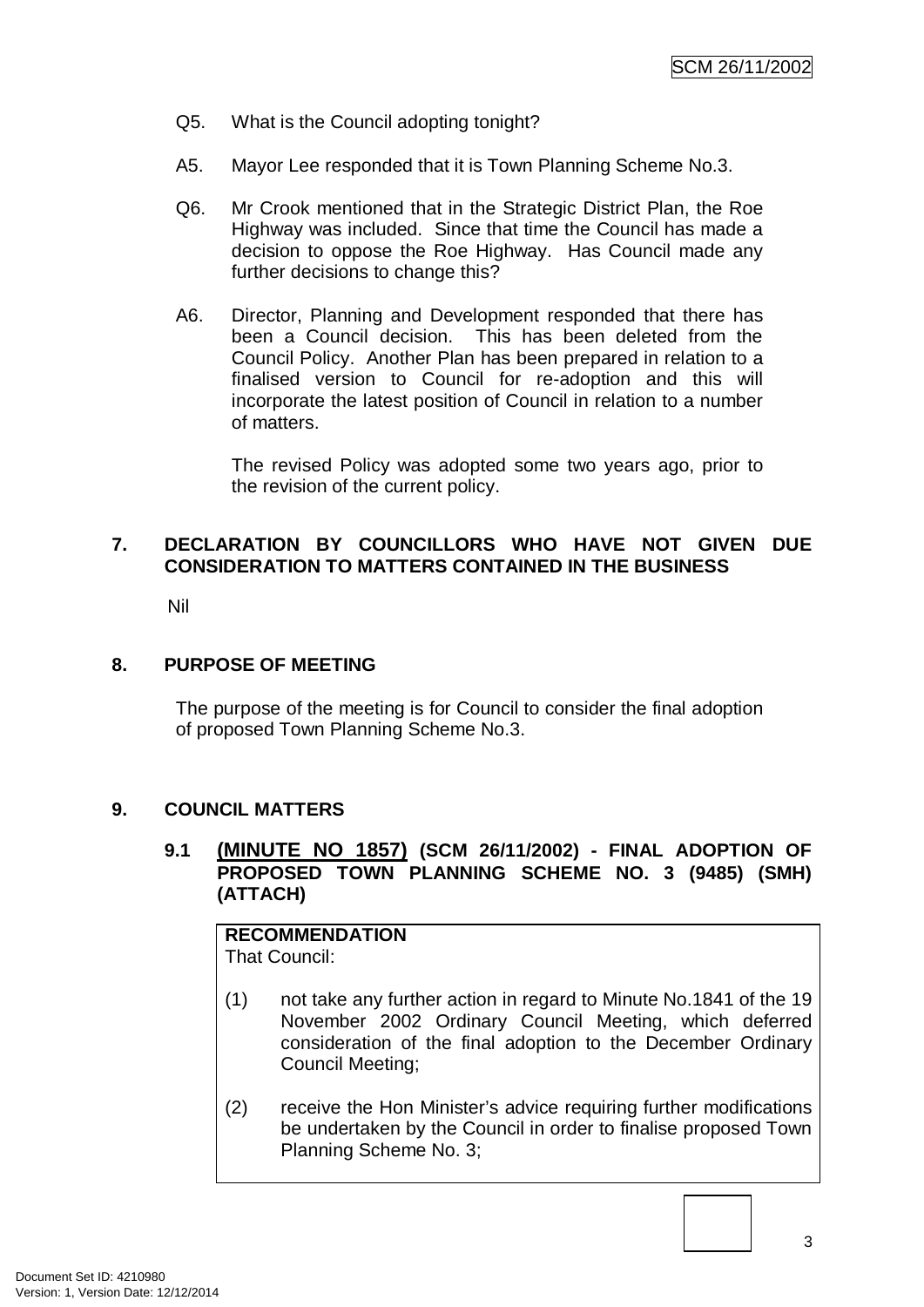Q5. What is the Council adopting tonight?

A5. Mayor Lee responded that it is Town Planning Scheme No.3.

Q6. Mr Crook mentioned that in the Strategic District Plan, the Roe Highway was included. Since that time the Council has made a decision to oppose the Roe Highway. Has Council made any further decisions to change this?

A6. Director, Planning and Development responded that there has been a Council decision. This has been deleted from the Council Policy. Another Plan has been prepared in relation to a finalised version to Council for re-adoption and this will incorporate the latest position of Council in relation to a number of matters.

The revised Policy was adopted some two years ago, prior to the revision of the current policy.

## 7. DECLARATION BY COUNCILLORS WHO HAVE NOT GIVEN DUE CONSIDERATION TO MATTERS CONTAINED IN THE BUSINESS

Nil

## 8. PURPOSE OF MEETING

The purpose of the meeting is for Council to consider the final adoption of proposed Town Planning Scheme No.3.

## 9. COUNCIL MATTERS

### 9.1 (MINUTE NO 1857) (SCM 26/11/2002) - FINAL ADOPTION OF PROPOSED TOWN PLANNING SCHEME NO. 3 (9485) (SMH) (ATTACH)

**RECOMMENDATION**

That Council:

(1) not take any further action in regard to Minute No.1841 of the 19 November 2002 Ordinary Council Meeting, which deferred consideration of the final adoption to the December Ordinary Council Meeting;

(2) receive the Hon Minister's advice requiring further modifications be undertaken by the Council in order to finalise proposed Town Planning Scheme No. 3;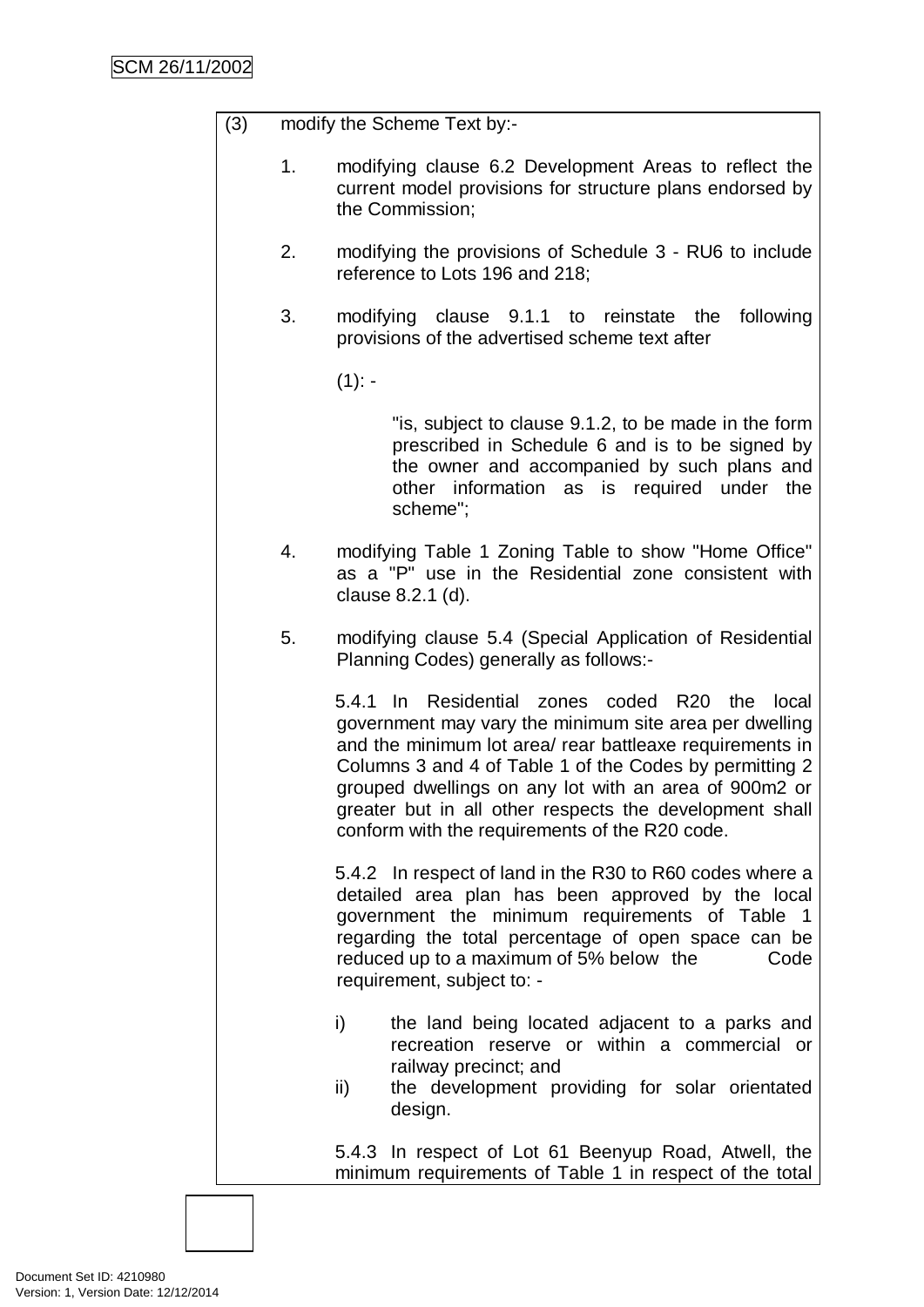(3) modify the Scheme Text by:-

1. modifying clause 6.2 Development Areas to reflect the current model provisions for structure plans endorsed by the Commission;

2. modifying the provisions of Schedule 3 - RU6 to include reference to Lots 196 and 218;

3. modifying clause 9.1.1 to reinstate the following provisions of the advertised scheme text after

   (1): -

   > "is, subject to clause 9.1.2, to be made in the form prescribed in Schedule 6 and is to be signed by the owner and accompanied by such plans and other information as is required under the scheme";

4. modifying Table 1 Zoning Table to show "Home Office" as a "P" use in the Residential zone consistent with clause 8.2.1 (d).

5. modifying clause 5.4 (Special Application of Residential Planning Codes) generally as follows:-

   5.4.1 In Residential zones coded R20 the local government may vary the minimum site area per dwelling and the minimum lot area/ rear battleaxe requirements in Columns 3 and 4 of Table 1 of the Codes by permitting 2 grouped dwellings on any lot with an area of 900m2 or greater but in all other respects the development shall conform with the requirements of the R20 code.

   5.4.2 In respect of land in the R30 to R60 codes where a detailed area plan has been approved by the local government the minimum requirements of Table 1 regarding the total percentage of open space can be reduced up to a maximum of 5% below the Code requirement, subject to: -

   i) the land being located adjacent to a parks and recreation reserve or within a commercial or railway precinct; and
   ii) the development providing for solar orientated design.

   5.4.3 In respect of Lot 61 Beenyup Road, Atwell, the minimum requirements of Table 1 in respect of the total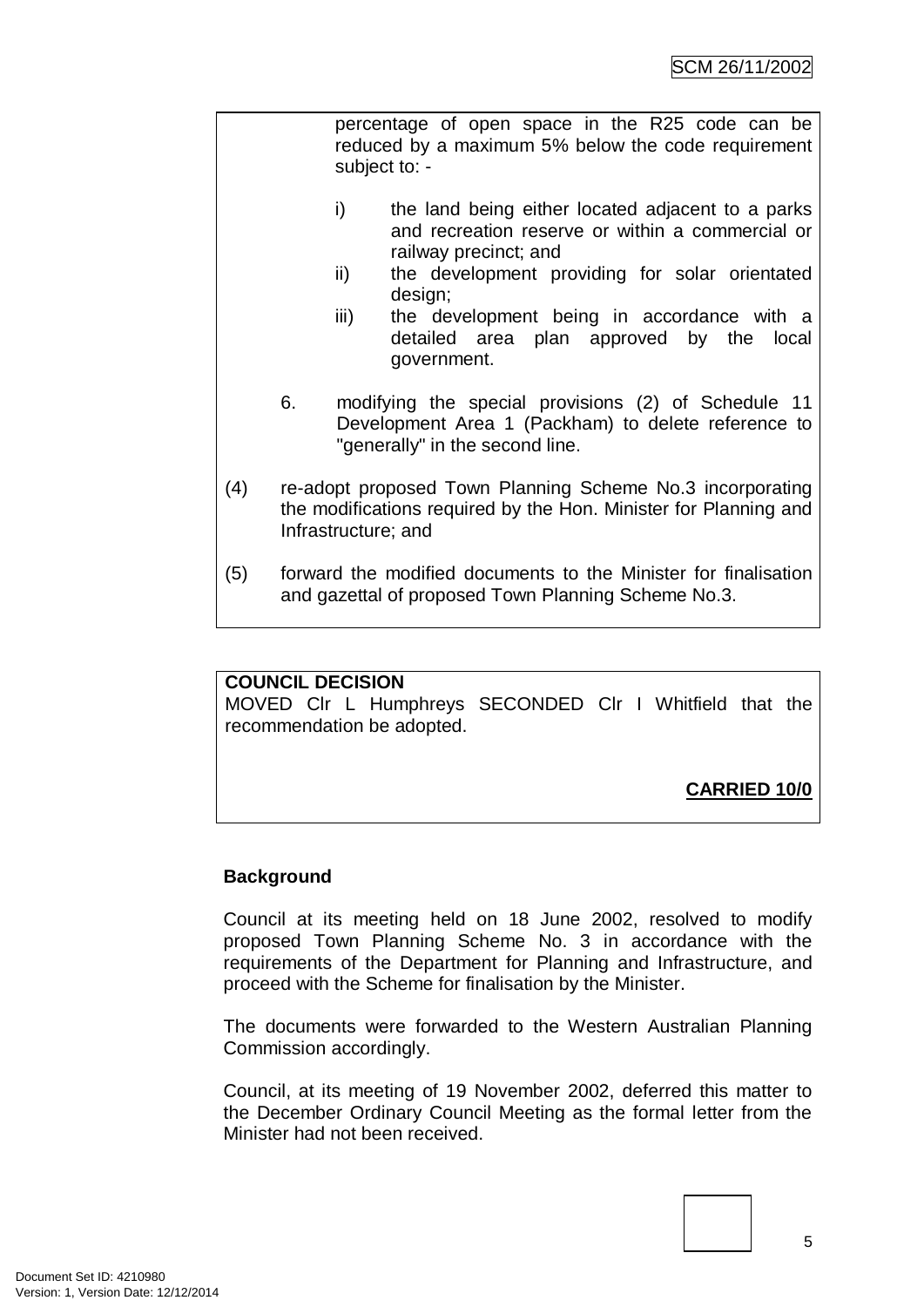percentage of open space in the R25 code can be reduced by a maximum 5% below the code requirement subject to: -

i) the land being either located adjacent to a parks and recreation reserve or within a commercial or railway precinct; and
ii) the development providing for solar orientated design;
iii) the development being in accordance with a detailed area plan approved by the local government.

6. modifying the special provisions (2) of Schedule 11 Development Area 1 (Packham) to delete reference to "generally" in the second line.

(4) re-adopt proposed Town Planning Scheme No.3 incorporating the modifications required by the Hon. Minister for Planning and Infrastructure; and

(5) forward the modified documents to the Minister for finalisation and gazettal of proposed Town Planning Scheme No.3.

**COUNCIL DECISION**

MOVED Clr L Humphreys SECONDED Clr I Whitfield that the recommendation be adopted.

**CARRIED 10/0**

**Background**

Council at its meeting held on 18 June 2002, resolved to modify proposed Town Planning Scheme No. 3 in accordance with the requirements of the Department for Planning and Infrastructure, and proceed with the Scheme for finalisation by the Minister.

The documents were forwarded to the Western Australian Planning Commission accordingly.

Council, at its meeting of 19 November 2002, deferred this matter to the December Ordinary Council Meeting as the formal letter from the Minister had not been received.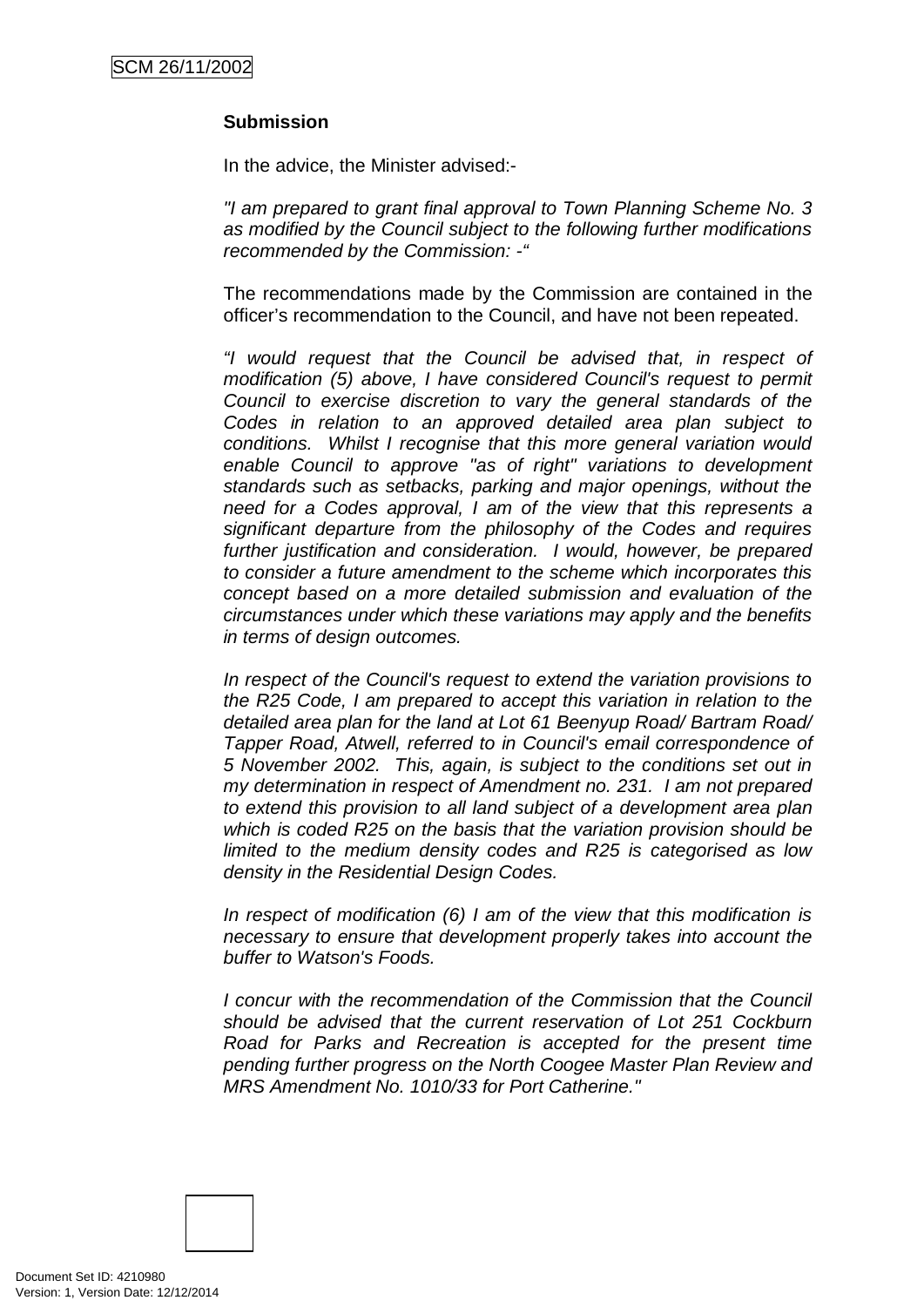**Submission**

In the advice, the Minister advised:-

*"I am prepared to grant final approval to Town Planning Scheme No. 3 as modified by the Council subject to the following further modifications recommended by the Commission: -"*

The recommendations made by the Commission are contained in the officer's recommendation to the Council, and have not been repeated.

*"I would request that the Council be advised that, in respect of modification (5) above, I have considered Council's request to permit Council to exercise discretion to vary the general standards of the Codes in relation to an approved detailed area plan subject to conditions. Whilst I recognise that this more general variation would enable Council to approve "as of right" variations to development standards such as setbacks, parking and major openings, without the need for a Codes approval, I am of the view that this represents a significant departure from the philosophy of the Codes and requires further justification and consideration. I would, however, be prepared to consider a future amendment to the scheme which incorporates this concept based on a more detailed submission and evaluation of the circumstances under which these variations may apply and the benefits in terms of design outcomes.*

*In respect of the Council's request to extend the variation provisions to the R25 Code, I am prepared to accept this variation in relation to the detailed area plan for the land at Lot 61 Beenyup Road/ Bartram Road/ Tapper Road, Atwell, referred to in Council's email correspondence of 5 November 2002. This, again, is subject to the conditions set out in my determination in respect of Amendment no. 231. I am not prepared to extend this provision to all land subject of a development area plan which is coded R25 on the basis that the variation provision should be limited to the medium density codes and R25 is categorised as low density in the Residential Design Codes.*

*In respect of modification (6) I am of the view that this modification is necessary to ensure that development properly takes into account the buffer to Watson's Foods.*

*I concur with the recommendation of the Commission that the Council should be advised that the current reservation of Lot 251 Cockburn Road for Parks and Recreation is accepted for the present time pending further progress on the North Coogee Master Plan Review and MRS Amendment No. 1010/33 for Port Catherine."*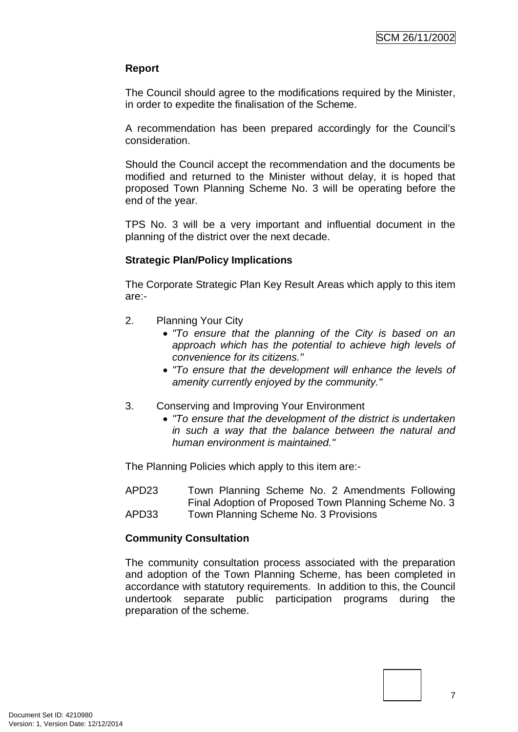**Report**

The Council should agree to the modifications required by the Minister, in order to expedite the finalisation of the Scheme.

A recommendation has been prepared accordingly for the Council's consideration.

Should the Council accept the recommendation and the documents be modified and returned to the Minister without delay, it is hoped that proposed Town Planning Scheme No. 3 will be operating before the end of the year.

TPS No. 3 will be a very important and influential document in the planning of the district over the next decade.

**Strategic Plan/Policy Implications**

The Corporate Strategic Plan Key Result Areas which apply to this item are:-

2. Planning Your City
   - *"To ensure that the planning of the City is based on an approach which has the potential to achieve high levels of convenience for its citizens."*
   - *"To ensure that the development will enhance the levels of amenity currently enjoyed by the community."*

3. Conserving and Improving Your Environment
   - *"To ensure that the development of the district is undertaken in such a way that the balance between the natural and human environment is maintained."*

The Planning Policies which apply to this item are:-

APD23 Town Planning Scheme No. 2 Amendments Following Final Adoption of Proposed Town Planning Scheme No. 3

APD33 Town Planning Scheme No. 3 Provisions

**Community Consultation**

The community consultation process associated with the preparation and adoption of the Town Planning Scheme, has been completed in accordance with statutory requirements. In addition to this, the Council undertook separate public participation programs during the preparation of the scheme.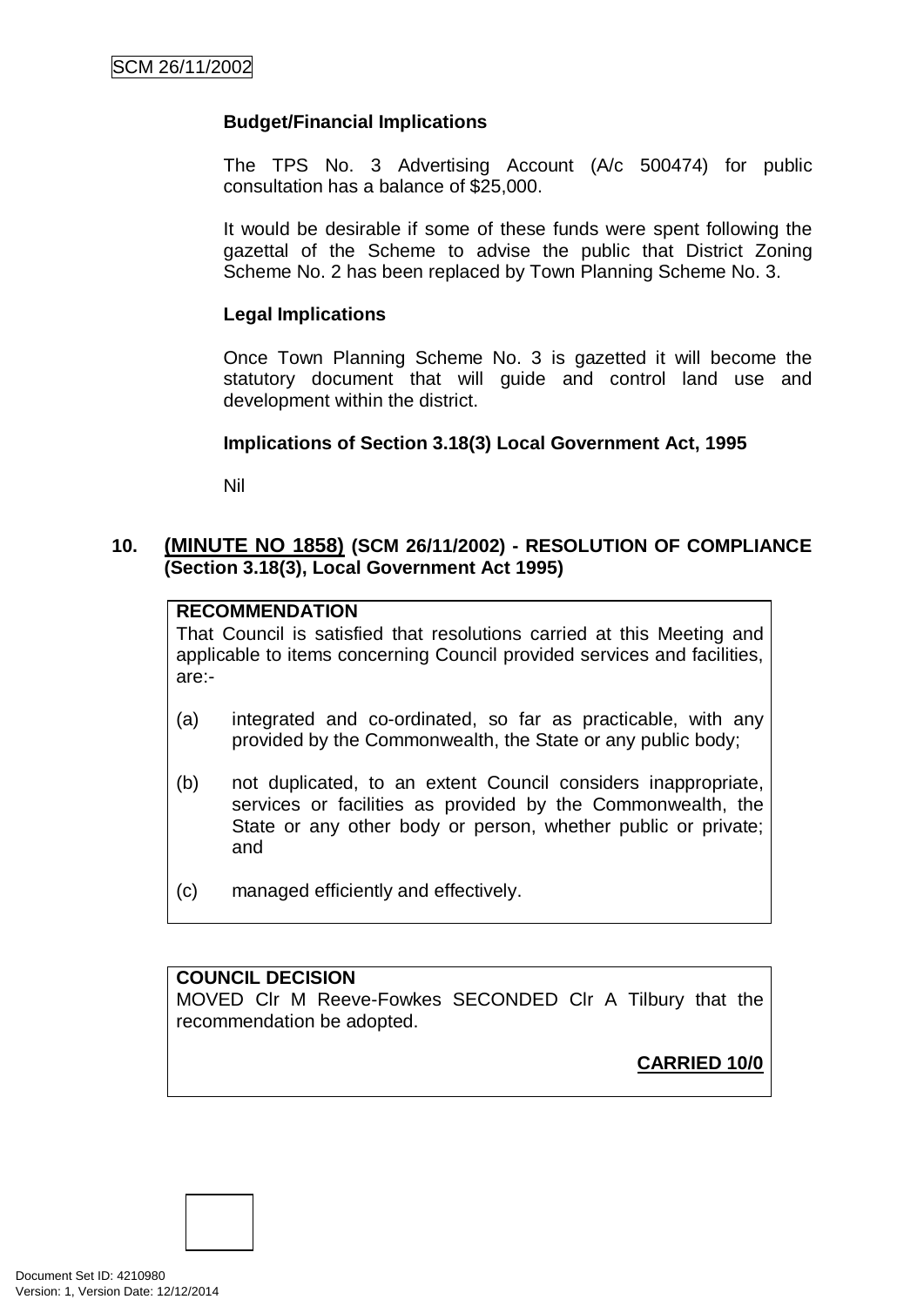**Budget/Financial Implications**

The TPS No. 3 Advertising Account (A/c 500474) for public consultation has a balance of $25,000.

It would be desirable if some of these funds were spent following the gazettal of the Scheme to advise the public that District Zoning Scheme No. 2 has been replaced by Town Planning Scheme No. 3.

**Legal Implications**

Once Town Planning Scheme No. 3 is gazetted it will become the statutory document that will guide and control land use and development within the district.

**Implications of Section 3.18(3) Local Government Act, 1995**

Nil

## 10. (MINUTE NO 1858) (SCM 26/11/2002) - RESOLUTION OF COMPLIANCE (Section 3.18(3), Local Government Act 1995)

**RECOMMENDATION**

That Council is satisfied that resolutions carried at this Meeting and applicable to items concerning Council provided services and facilities, are:-

(a) integrated and co-ordinated, so far as practicable, with any provided by the Commonwealth, the State or any public body;

(b) not duplicated, to an extent Council considers inappropriate, services or facilities as provided by the Commonwealth, the State or any other body or person, whether public or private; and

(c) managed efficiently and effectively.

**COUNCIL DECISION**

MOVED Clr M Reeve-Fowkes SECONDED Clr A Tilbury that the recommendation be adopted.

**CARRIED 10/0**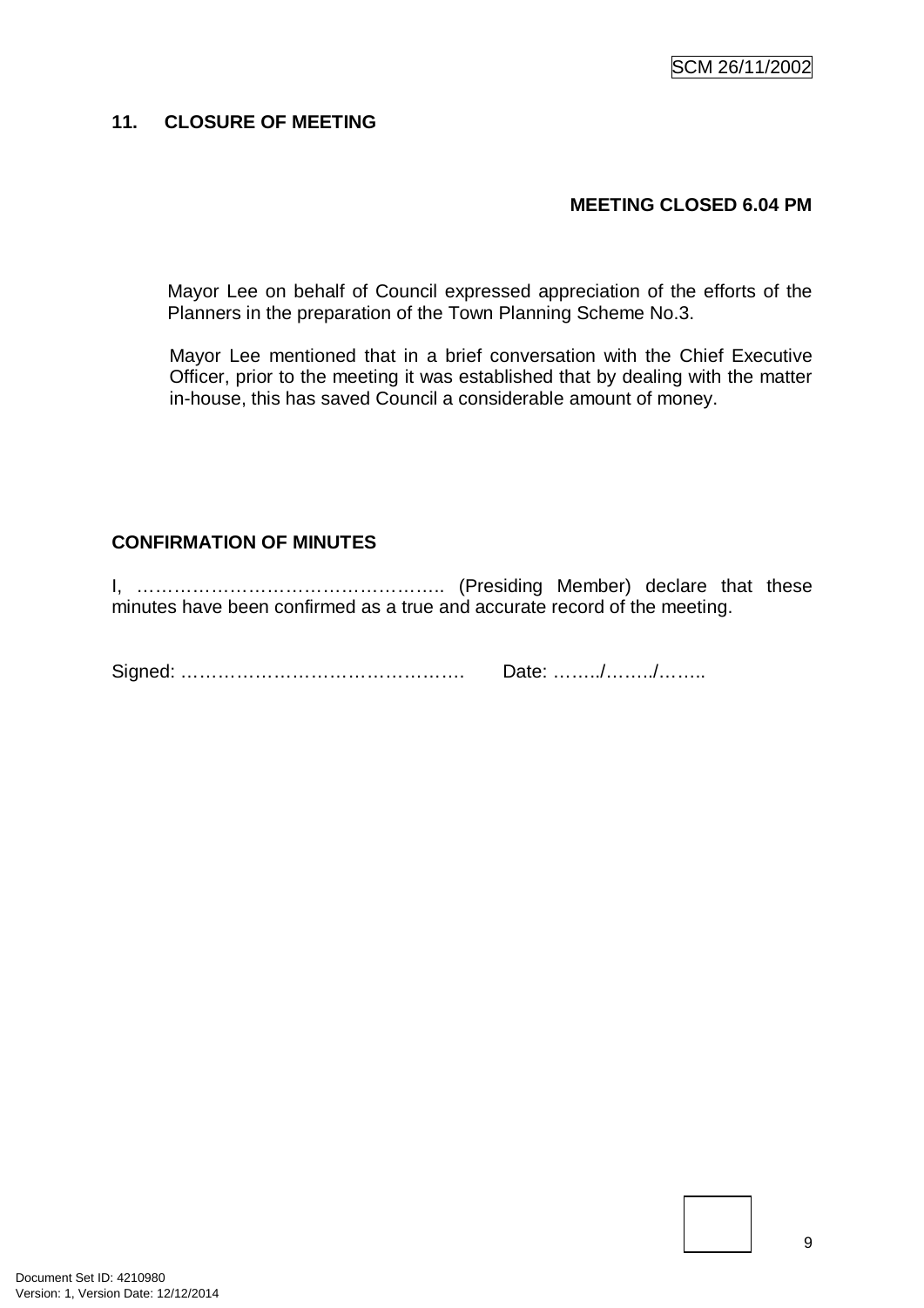## 11. CLOSURE OF MEETING

**MEETING CLOSED 6.04 PM**

Mayor Lee on behalf of Council expressed appreciation of the efforts of the Planners in the preparation of the Town Planning Scheme No.3.

Mayor Lee mentioned that in a brief conversation with the Chief Executive Officer, prior to the meeting it was established that by dealing with the matter in-house, this has saved Council a considerable amount of money.

## CONFIRMATION OF MINUTES

I, ………………………………………….. (Presiding Member) declare that these minutes have been confirmed as a true and accurate record of the meeting.

Signed: ……………………………………….    Date: ……../……../……..

Document Set ID: 4210980
Version: 1, Version Date: 12/12/2014